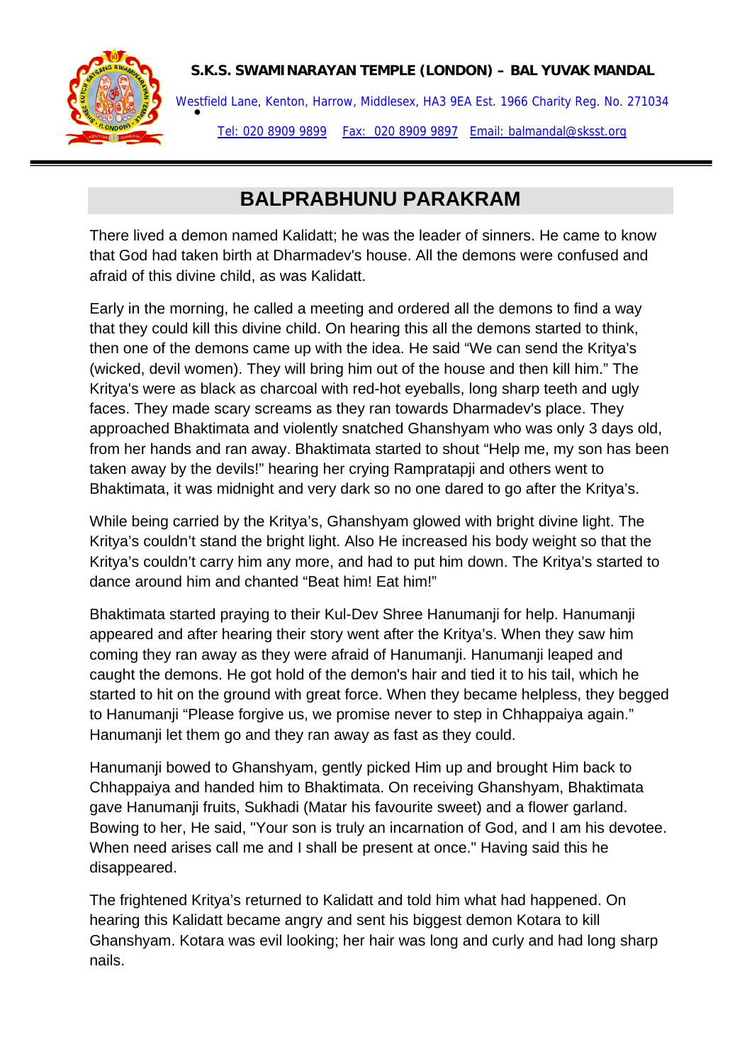**S.K.S. SWAMINARAYAN TEMPLE (LONDON) – BAL YUVAK MANDAL**

Westfield Lane, Kenton, Harrow, Middlesex, HA3 9EA Est. 1966 Charity Reg. No. 271034

Tel: 020 8909 9899 Fax: 020 8909 9897 Email: balmandal@sksst.org

# BALPRABHUNU PARAKRAM

There lived a demon named Kalidatt; he was the leader of sinners. He came to know that God had taken birth at Dharmadev's house. All the demons were confused and afraid of this divine child, as was Kalidatt.

Early in the morning, he called a meeting and ordered all the demons to find a way that they could kill this divine child. On hearing this all the demons started to think, then one of the demons came up with the idea. He said "We can send the Kritya's (wicked, devil women). They will bring him out of the house and then kill him." The Kritya's were as black as charcoal with red-hot eyeballs, long sharp teeth and ugly faces. They made scary screams as they ran towards Dharmadev's place. They approached Bhaktimata and violently snatched Ghanshyam who was only 3 days old, from her hands and ran away. Bhaktimata started to shout "Help me, my son has been taken away by the devils!" hearing her crying Rampratapji and others went to Bhaktimata, it was midnight and very dark so no one dared to go after the Kritya's.

While being carried by the Kritya's, Ghanshyam glowed with bright divine light. The Kritya's couldn't stand the bright light. Also He increased his body weight so that the Kritya's couldn't carry him any more, and had to put him down. The Kritya's started to dance around him and chanted "Beat him! Eat him!"

Bhaktimata started praying to their Kul-Dev Shree Hanumanji for help. Hanumanji appeared and after hearing their story went after the Kritya's. When they saw him coming they ran away as they were afraid of Hanumanji. Hanumanji leaped and caught the demons. He got hold of the demon's hair and tied it to his tail, which he started to hit on the ground with great force. When they became helpless, they begged to Hanumanji "Please forgive us, we promise never to step in Chhappaiya again." Hanumanji let them go and they ran away as fast as they could.

Hanumanji bowed to Ghanshyam, gently picked Him up and brought Him back to Chhappaiya and handed him to Bhaktimata. On receiving Ghanshyam, Bhaktimata gave Hanumanji fruits, Sukhadi (Matar his favourite sweet) and a flower garland. Bowing to her, He said, "Your son is truly an incarnation of God, and I am his devotee. When need arises call me and I shall be present at once." Having said this he disappeared.

The frightened Kritya's returned to Kalidatt and told him what had happened. On hearing this Kalidatt became angry and sent his biggest demon Kotara to kill Ghanshyam. Kotara was evil looking; her hair was long and curly and had long sharp nails.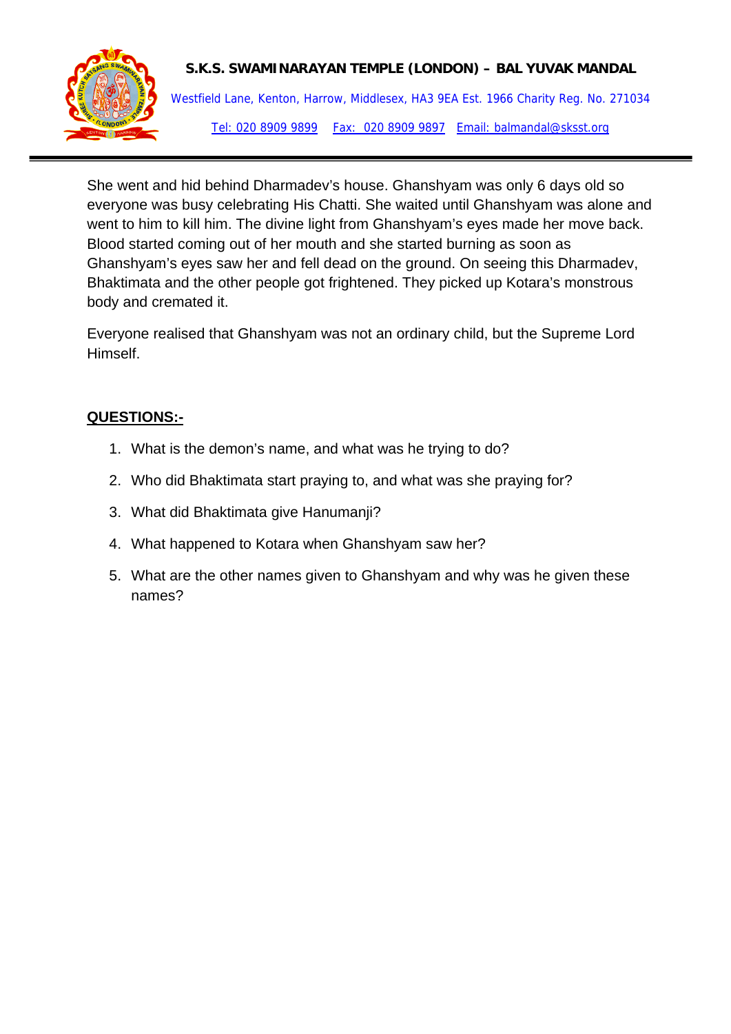She went and hid behind Dharmadev's house. Ghanshyam was only 6 days old so everyone was busy celebrating His Chatti. She waited until Ghanshyam was alone and went to him to kill him. The divine light from Ghanshyam's eyes made her move back. Blood started coming out of her mouth and she started burning as soon as Ghanshyam's eyes saw her and fell dead on the ground. On seeing this Dharmadev, Bhaktimata and the other people got frightened. They picked up Kotara's monstrous body and cremated it.

Everyone realised that Ghanshyam was not an ordinary child, but the Supreme Lord Himself.

## QUESTIONS:-

1. What is the demon's name, and what was he trying to do?
2. Who did Bhaktimata start praying to, and what was she praying for?
3. What did Bhaktimata give Hanumanji?
4. What happened to Kotara when Ghanshyam saw her?
5. What are the other names given to Ghanshyam and why was he given these names?